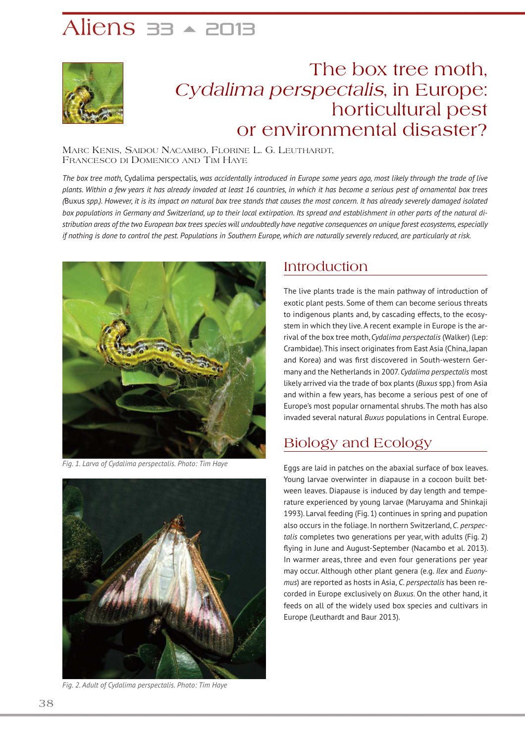# The box tree moth, *Cydalima perspectalis*, in Europe: horticultural pest or environmental disaster?

Marc Kenis, Saidou Nacambo, Florine L. G. Leuthardt, Francesco di Domenico and Tim Haye

*The box tree moth,* Cydalima perspectalis, *was accidentally introduced in Europe some years ago, most likely through the trade of live plants. Within a few years it has already invaded at least 16 countries, in which it has become a serious pest of ornamental box trees (*Buxus *spp.). However, it is its impact on natural box tree stands that causes the most concern. It has already severely damaged isolated box populations in Germany and Switzerland, up to their local extirpation. Its spread and establishment in other parts of the natural distribution areas of the two European box trees species will undoubtedly have negative consequences on unique forest ecosystems, especially if nothing is done to control the pest. Populations in Southern Europe, which are naturally severely reduced, are particularly at risk.*

Fig. 1. Larva of Cydalima perspectalis. Photo: Tim Haye

Fig. 2. Adult of Cydalima perspectalis. Photo: Tim Haye

## Introduction

The live plants trade is the main pathway of introduction of exotic plant pests. Some of them can become serious threats to indigenous plants and, by cascading effects, to the ecosystem in which they live. A recent example in Europe is the arrival of the box tree moth, *Cydalima perspectalis* (Walker) (Lep: Crambidae). This insect originates from East Asia (China, Japan and Korea) and was first discovered in South-western Germany and the Netherlands in 2007. *Cydalima perspectalis* most likely arrived via the trade of box plants (*Buxus* spp.) from Asia and within a few years, has become a serious pest of one of Europe's most popular ornamental shrubs. The moth has also invaded several natural *Buxus* populations in Central Europe.

## Biology and Ecology

Eggs are laid in patches on the abaxial surface of box leaves. Young larvae overwinter in diapause in a cocoon built between leaves. Diapause is induced by day length and temperature experienced by young larvae (Maruyama and Shinkaji 1993). Larval feeding (Fig. 1) continues in spring and pupation also occurs in the foliage. In northern Switzerland, *C. perspectalis* completes two generations per year, with adults (Fig. 2) flying in June and August-September (Nacambo et al. 2013). In warmer areas, three and even four generations per year may occur. Although other plant genera (e.g. *Ilex* and *Euonymus*) are reported as hosts in Asia, *C. perspectalis* has been recorded in Europe exclusively on *Buxus*. On the other hand, it feeds on all of the widely used box species and cultivars in Europe (Leuthardt and Baur 2013).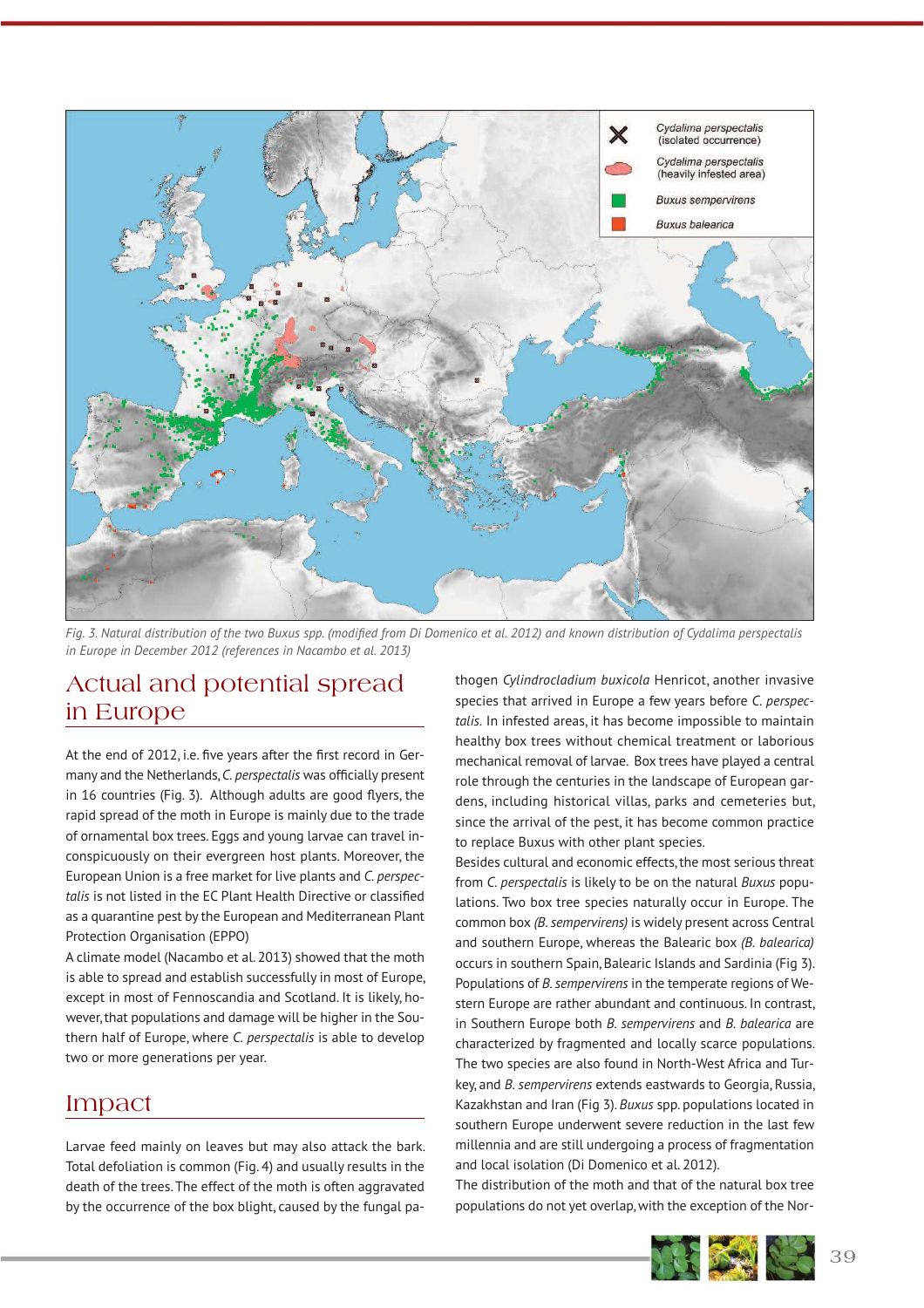Fig. 3. Natural distribution of the two Buxus spp. (modified from Di Domenico et al. 2012) and known distribution of Cydalima perspectalis in Europe in December 2012 (references in Nacambo et al. 2013)

## Actual and potential spread in Europe

At the end of 2012, i.e. five years after the first record in Germany and the Netherlands, *C. perspectalis* was officially present in 16 countries (Fig. 3). Although adults are good flyers, the rapid spread of the moth in Europe is mainly due to the trade of ornamental box trees. Eggs and young larvae can travel inconspicuously on their evergreen host plants. Moreover, the European Union is a free market for live plants and *C. perspectalis* is not listed in the EC Plant Health Directive or classified as a quarantine pest by the European and Mediterranean Plant Protection Organisation (EPPO)

A climate model (Nacambo et al. 2013) showed that the moth is able to spread and establish successfully in most of Europe, except in most of Fennoscandia and Scotland. It is likely, however, that populations and damage will be higher in the Southern half of Europe, where *C. perspectalis* is able to develop two or more generations per year.

## Impact

Larvae feed mainly on leaves but may also attack the bark. Total defoliation is common (Fig. 4) and usually results in the death of the trees. The effect of the moth is often aggravated by the occurrence of the box blight, caused by the fungal pathogen *Cylindrocladium buxicola* Henricot, another invasive species that arrived in Europe a few years before *C. perspectalis*. In infested areas, it has become impossible to maintain healthy box trees without chemical treatment or laborious mechanical removal of larvae. Box trees have played a central role through the centuries in the landscape of European gardens, including historical villas, parks and cemeteries but, since the arrival of the pest, it has become common practice to replace Buxus with other plant species.

Besides cultural and economic effects, the most serious threat from *C. perspectalis* is likely to be on the natural *Buxus* populations. Two box tree species naturally occur in Europe. The common box *(B. sempervirens)* is widely present across Central and southern Europe, whereas the Balearic box *(B. balearica)* occurs in southern Spain, Balearic Islands and Sardinia (Fig 3). Populations of *B. sempervirens* in the temperate regions of Western Europe are rather abundant and continuous. In contrast, in Southern Europe both *B. sempervirens* and *B. balearica* are characterized by fragmented and locally scarce populations. The two species are also found in North-West Africa and Turkey, and *B. sempervirens* extends eastwards to Georgia, Russia, Kazakhstan and Iran (Fig 3). *Buxus* spp. populations located in southern Europe underwent severe reduction in the last few millennia and are still undergoing a process of fragmentation and local isolation (Di Domenico et al. 2012).

The distribution of the moth and that of the natural box tree populations do not yet overlap, with the exception of the Nor-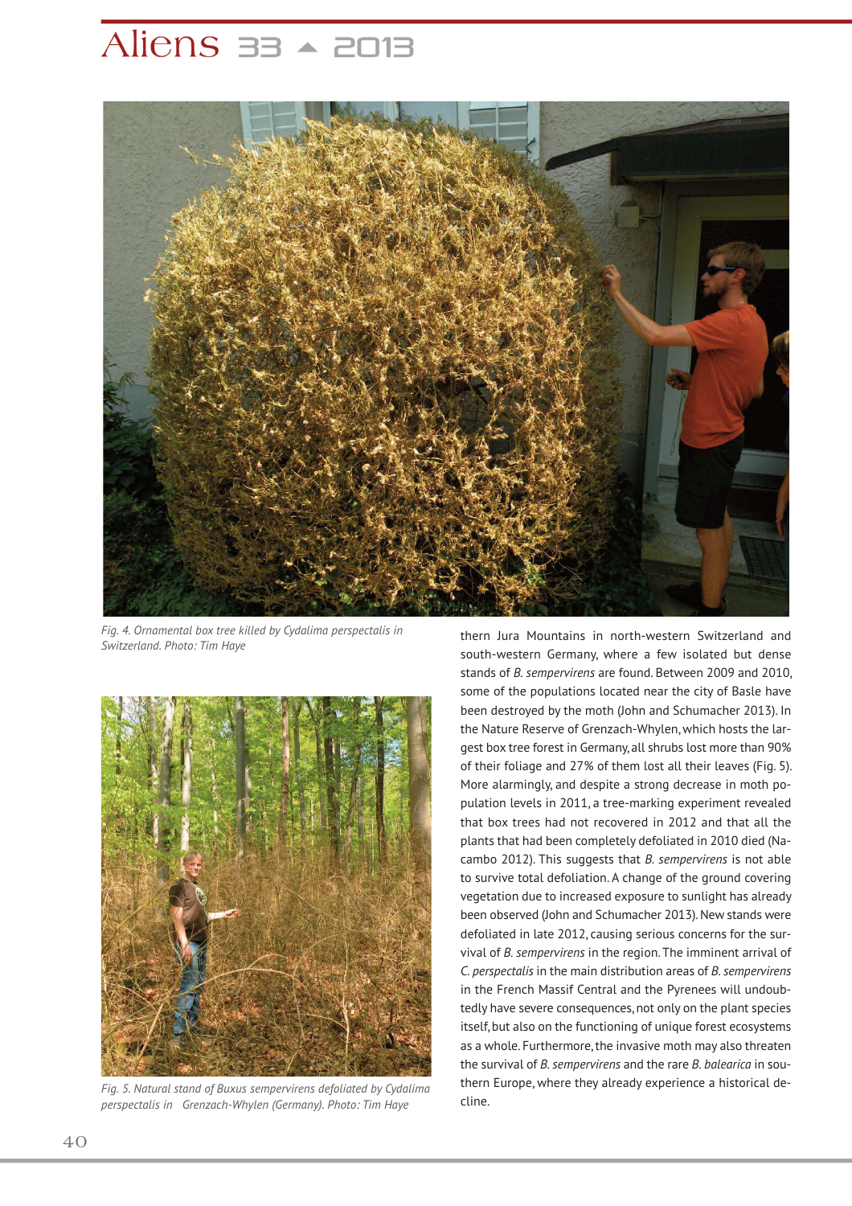*Fig. 4. Ornamental box tree killed by Cydalima perspectalis in Switzerland. Photo: Tim Haye*

*Fig. 5. Natural stand of Buxus sempervirens defoliated by Cydalima perspectalis in Grenzach-Whylen (Germany). Photo: Tim Haye*

thern Jura Mountains in north-western Switzerland and south-western Germany, where a few isolated but dense stands of *B. sempervirens* are found. Between 2009 and 2010, some of the populations located near the city of Basle have been destroyed by the moth (John and Schumacher 2013). In the Nature Reserve of Grenzach-Whylen, which hosts the largest box tree forest in Germany, all shrubs lost more than 90% of their foliage and 27% of them lost all their leaves (Fig. 5). More alarmingly, and despite a strong decrease in moth population levels in 2011, a tree-marking experiment revealed that box trees had not recovered in 2012 and that all the plants that had been completely defoliated in 2010 died (Nacambo 2012). This suggests that *B. sempervirens* is not able to survive total defoliation. A change of the ground covering vegetation due to increased exposure to sunlight has already been observed (John and Schumacher 2013). New stands were defoliated in late 2012, causing serious concerns for the survival of *B. sempervirens* in the region. The imminent arrival of *C. perspectalis* in the main distribution areas of *B. sempervirens* in the French Massif Central and the Pyrenees will undoubtedly have severe consequences, not only on the plant species itself, but also on the functioning of unique forest ecosystems as a whole. Furthermore, the invasive moth may also threaten the survival of *B. sempervirens* and the rare *B. balearica* in southern Europe, where they already experience a historical decline.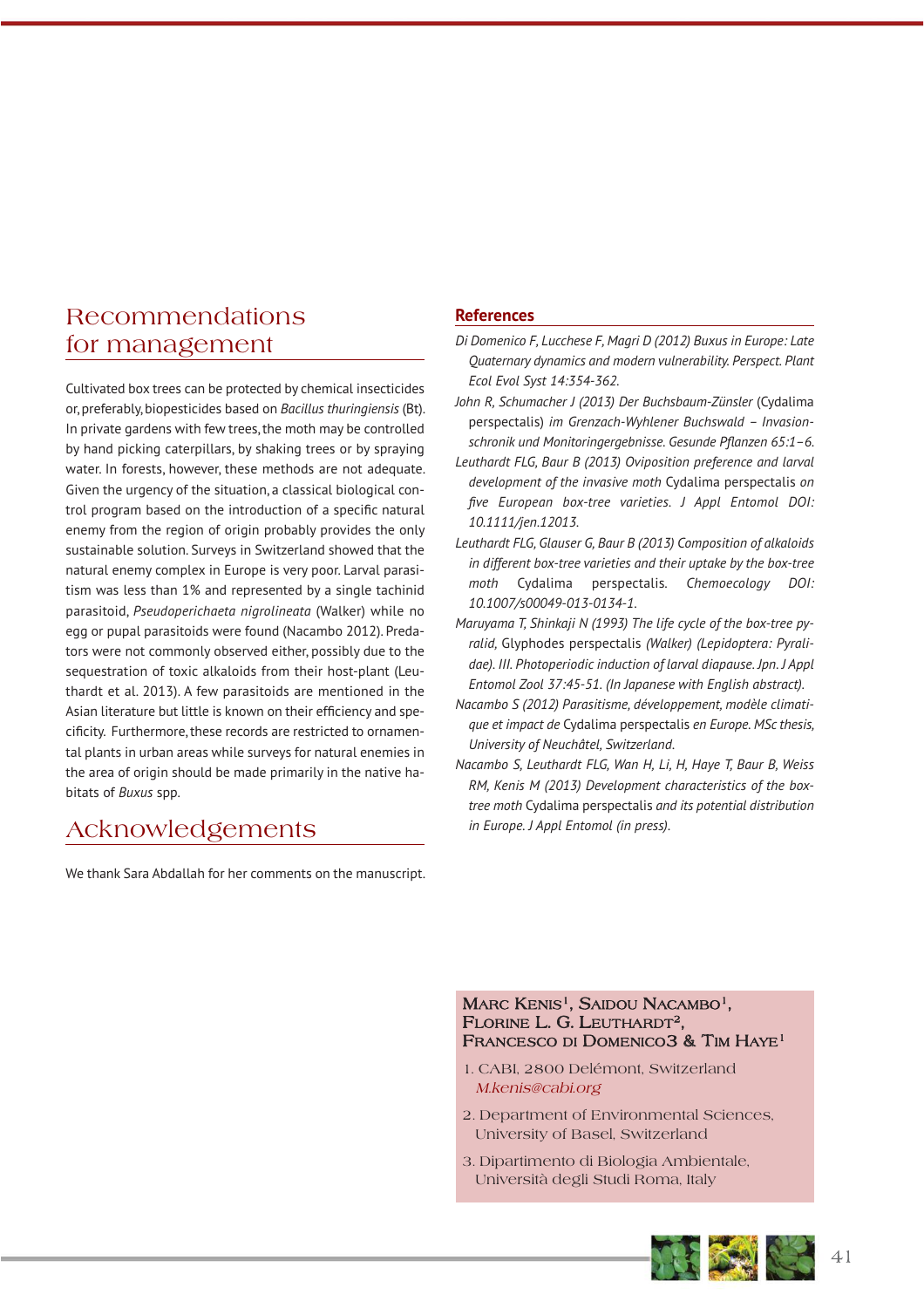## Recommendations for management

Cultivated box trees can be protected by chemical insecticides or, preferably, biopesticides based on *Bacillus thuringiensis* (Bt). In private gardens with few trees, the moth may be controlled by hand picking caterpillars, by shaking trees or by spraying water. In forests, however, these methods are not adequate. Given the urgency of the situation, a classical biological control program based on the introduction of a specific natural enemy from the region of origin probably provides the only sustainable solution. Surveys in Switzerland showed that the natural enemy complex in Europe is very poor. Larval parasitism was less than 1% and represented by a single tachinid parasitoid, *Pseudoperichaeta nigrolineata* (Walker) while no egg or pupal parasitoids were found (Nacambo 2012). Predators were not commonly observed either, possibly due to the sequestration of toxic alkaloids from their host-plant (Leuthardt et al. 2013). A few parasitoids are mentioned in the Asian literature but little is known on their efficiency and specificity. Furthermore, these records are restricted to ornamental plants in urban areas while surveys for natural enemies in the area of origin should be made primarily in the native habitats of *Buxus* spp.

## Acknowledgements

We thank Sara Abdallah for her comments on the manuscript.

## References

*Di Domenico F, Lucchese F, Magri D (2012) Buxus in Europe: Late Quaternary dynamics and modern vulnerability. Perspect. Plant Ecol Evol Syst 14:354-362.*

*John R, Schumacher J (2013) Der Buchsbaum-Zünsler* (Cydalima perspectalis) *im Grenzach-Wyhlener Buchswald – Invasionschronik und Monitoringergebnisse. Gesunde Pflanzen 65:1–6.*

*Leuthardt FLG, Baur B (2013) Oviposition preference and larval development of the invasive moth* Cydalima perspectalis *on five European box-tree varieties. J Appl Entomol DOI: 10.1111/jen.12013.*

*Leuthardt FLG, Glauser G, Baur B (2013) Composition of alkaloids in different box-tree varieties and their uptake by the box-tree moth* Cydalima perspectalis. *Chemoecology DOI: 10.1007/s00049-013-0134-1.*

*Maruyama T, Shinkaji N (1993) The life cycle of the box-tree pyralid,* Glyphodes perspectalis *(Walker) (Lepidoptera: Pyralidae). III. Photoperiodic induction of larval diapause. Jpn. J Appl Entomol Zool 37:45-51. (In Japanese with English abstract).*

*Nacambo S (2012) Parasitisme, développement, modèle climatique et impact de* Cydalima perspectalis *en Europe. MSc thesis, University of Neuchâtel, Switzerland.*

*Nacambo S, Leuthardt FLG, Wan H, Li, H, Haye T, Baur B, Weiss RM, Kenis M (2013) Development characteristics of the box-tree moth* Cydalima perspectalis *and its potential distribution in Europe. J Appl Entomol (in press).*

**Marc Kenis[1], Saidou Nacambo[1], Florine L. G. Leuthardt[2], Francesco di Domenico3 & Tim Haye[1]**

1. CABI, 2800 Delémont, Switzerland
   M.kenis@cabi.org
2. Department of Environmental Sciences, University of Basel, Switzerland
3. Dipartimento di Biologia Ambientale, Università degli Studi Roma, Italy